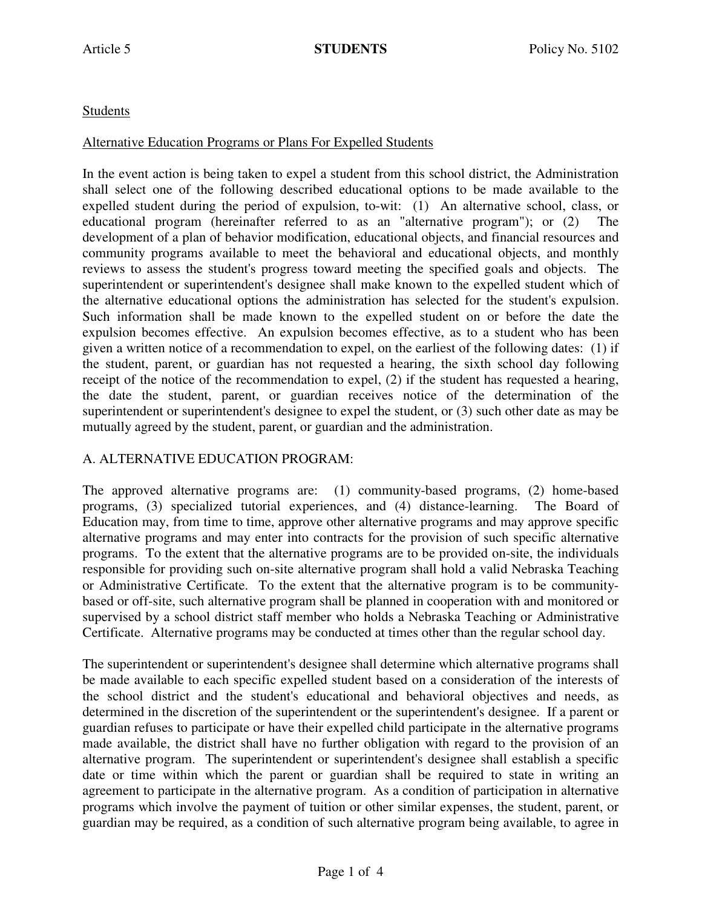Students

Alternative Education Programs or Plans For Expelled Students

In the event action is being taken to expel a student from this school district, the Administration shall select one of the following described educational options to be made available to the expelled student during the period of expulsion, to-wit: (1) An alternative school, class, or educational program (hereinafter referred to as an "alternative program"); or (2) The development of a plan of behavior modification, educational objects, and financial resources and community programs available to meet the behavioral and educational objects, and monthly reviews to assess the student's progress toward meeting the specified goals and objects. The superintendent or superintendent's designee shall make known to the expelled student which of the alternative educational options the administration has selected for the student's expulsion. Such information shall be made known to the expelled student on or before the date the expulsion becomes effective. An expulsion becomes effective, as to a student who has been given a written notice of a recommendation to expel, on the earliest of the following dates: (1) if the student, parent, or guardian has not requested a hearing, the sixth school day following receipt of the notice of the recommendation to expel, (2) if the student has requested a hearing, the date the student, parent, or guardian receives notice of the determination of the superintendent or superintendent's designee to expel the student, or (3) such other date as may be mutually agreed by the student, parent, or guardian and the administration.

A. ALTERNATIVE EDUCATION PROGRAM:

The approved alternative programs are: (1) community-based programs, (2) home-based programs, (3) specialized tutorial experiences, and (4) distance-learning. The Board of Education may, from time to time, approve other alternative programs and may approve specific alternative programs and may enter into contracts for the provision of such specific alternative programs. To the extent that the alternative programs are to be provided on-site, the individuals responsible for providing such on-site alternative program shall hold a valid Nebraska Teaching or Administrative Certificate. To the extent that the alternative program is to be community-based or off-site, such alternative program shall be planned in cooperation with and monitored or supervised by a school district staff member who holds a Nebraska Teaching or Administrative Certificate. Alternative programs may be conducted at times other than the regular school day.

The superintendent or superintendent's designee shall determine which alternative programs shall be made available to each specific expelled student based on a consideration of the interests of the school district and the student's educational and behavioral objectives and needs, as determined in the discretion of the superintendent or the superintendent's designee. If a parent or guardian refuses to participate or have their expelled child participate in the alternative programs made available, the district shall have no further obligation with regard to the provision of an alternative program. The superintendent or superintendent's designee shall establish a specific date or time within which the parent or guardian shall be required to state in writing an agreement to participate in the alternative program. As a condition of participation in alternative programs which involve the payment of tuition or other similar expenses, the student, parent, or guardian may be required, as a condition of such alternative program being available, to agree in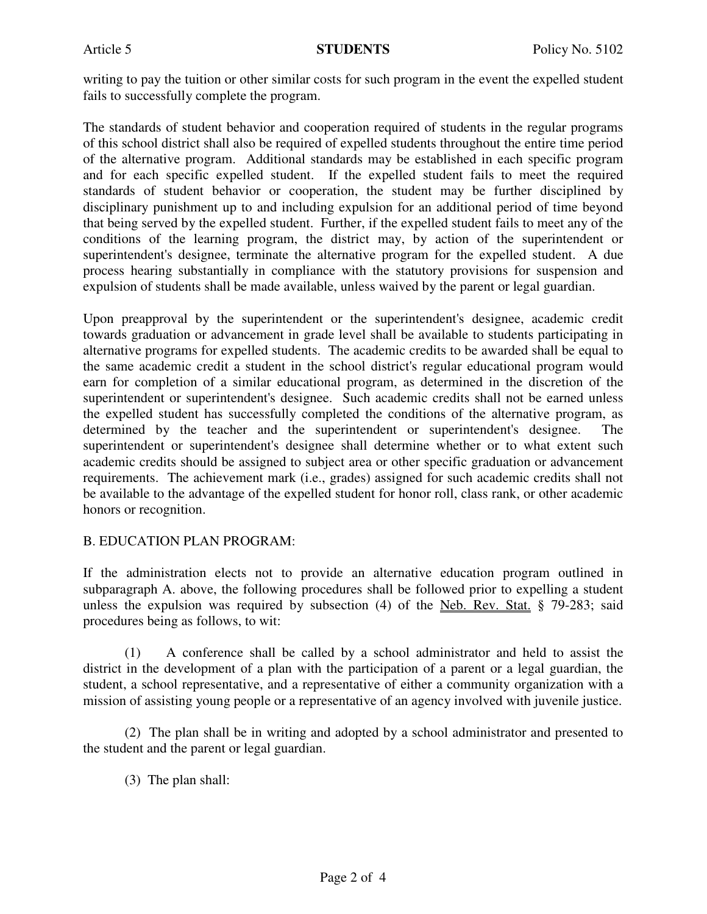writing to pay the tuition or other similar costs for such program in the event the expelled student fails to successfully complete the program.

The standards of student behavior and cooperation required of students in the regular programs of this school district shall also be required of expelled students throughout the entire time period of the alternative program. Additional standards may be established in each specific program and for each specific expelled student. If the expelled student fails to meet the required standards of student behavior or cooperation, the student may be further disciplined by disciplinary punishment up to and including expulsion for an additional period of time beyond that being served by the expelled student. Further, if the expelled student fails to meet any of the conditions of the learning program, the district may, by action of the superintendent or superintendent's designee, terminate the alternative program for the expelled student. A due process hearing substantially in compliance with the statutory provisions for suspension and expulsion of students shall be made available, unless waived by the parent or legal guardian.

Upon preapproval by the superintendent or the superintendent's designee, academic credit towards graduation or advancement in grade level shall be available to students participating in alternative programs for expelled students. The academic credits to be awarded shall be equal to the same academic credit a student in the school district's regular educational program would earn for completion of a similar educational program, as determined in the discretion of the superintendent or superintendent's designee. Such academic credits shall not be earned unless the expelled student has successfully completed the conditions of the alternative program, as determined by the teacher and the superintendent or superintendent's designee. The superintendent or superintendent's designee shall determine whether or to what extent such academic credits should be assigned to subject area or other specific graduation or advancement requirements. The achievement mark (i.e., grades) assigned for such academic credits shall not be available to the advantage of the expelled student for honor roll, class rank, or other academic honors or recognition.

B. EDUCATION PLAN PROGRAM:

If the administration elects not to provide an alternative education program outlined in subparagraph A. above, the following procedures shall be followed prior to expelling a student unless the expulsion was required by subsection (4) of the Neb. Rev. Stat. § 79-283; said procedures being as follows, to wit:

(1) A conference shall be called by a school administrator and held to assist the district in the development of a plan with the participation of a parent or a legal guardian, the student, a school representative, and a representative of either a community organization with a mission of assisting young people or a representative of an agency involved with juvenile justice.

(2) The plan shall be in writing and adopted by a school administrator and presented to the student and the parent or legal guardian.

(3) The plan shall: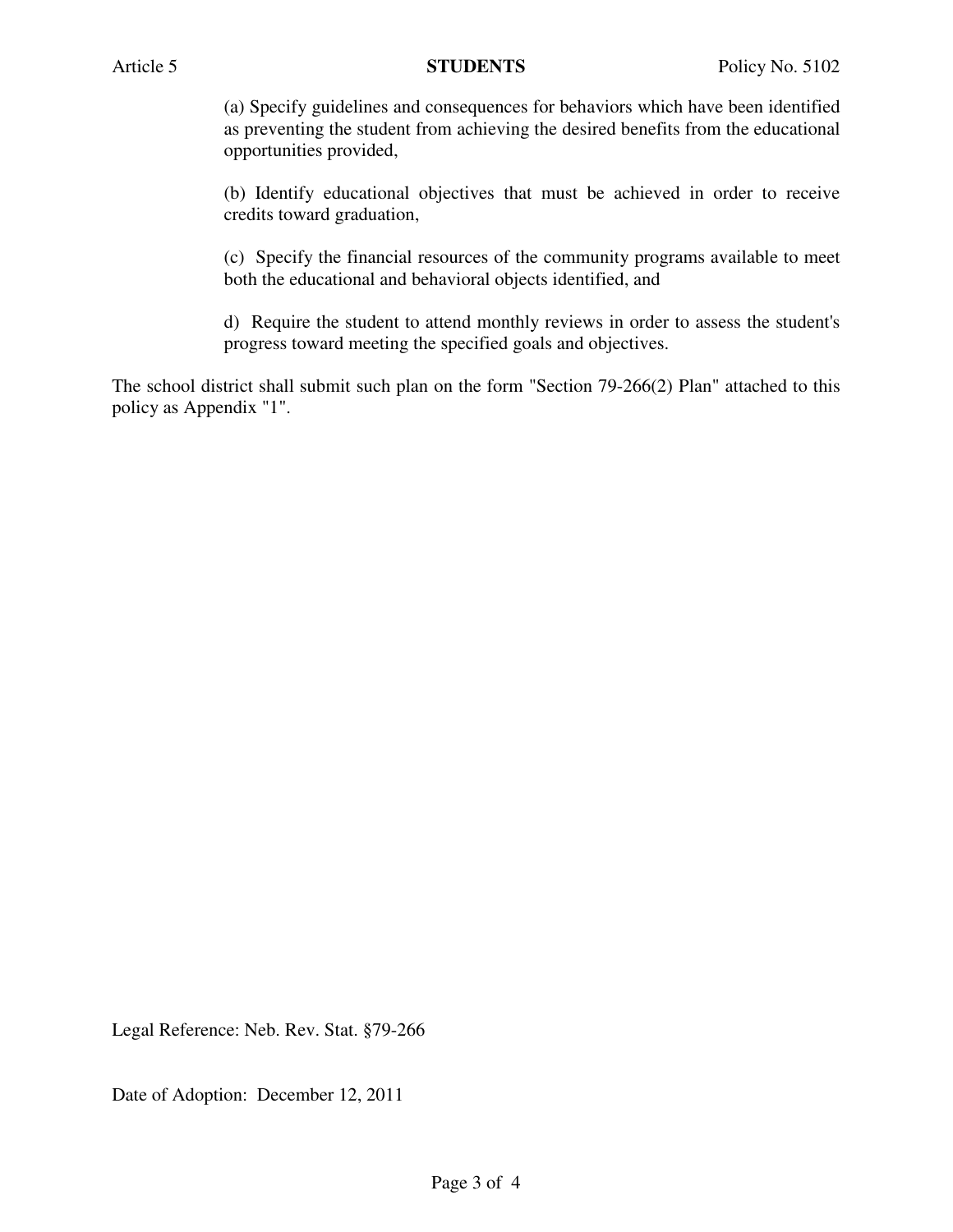(a) Specify guidelines and consequences for behaviors which have been identified as preventing the student from achieving the desired benefits from the educational opportunities provided,

(b) Identify educational objectives that must be achieved in order to receive credits toward graduation,

(c) Specify the financial resources of the community programs available to meet both the educational and behavioral objects identified, and

d) Require the student to attend monthly reviews in order to assess the student's progress toward meeting the specified goals and objectives.

The school district shall submit such plan on the form "Section 79-266(2) Plan" attached to this policy as Appendix "1".

Legal Reference: Neb. Rev. Stat. §79-266

Date of Adoption: December 12, 2011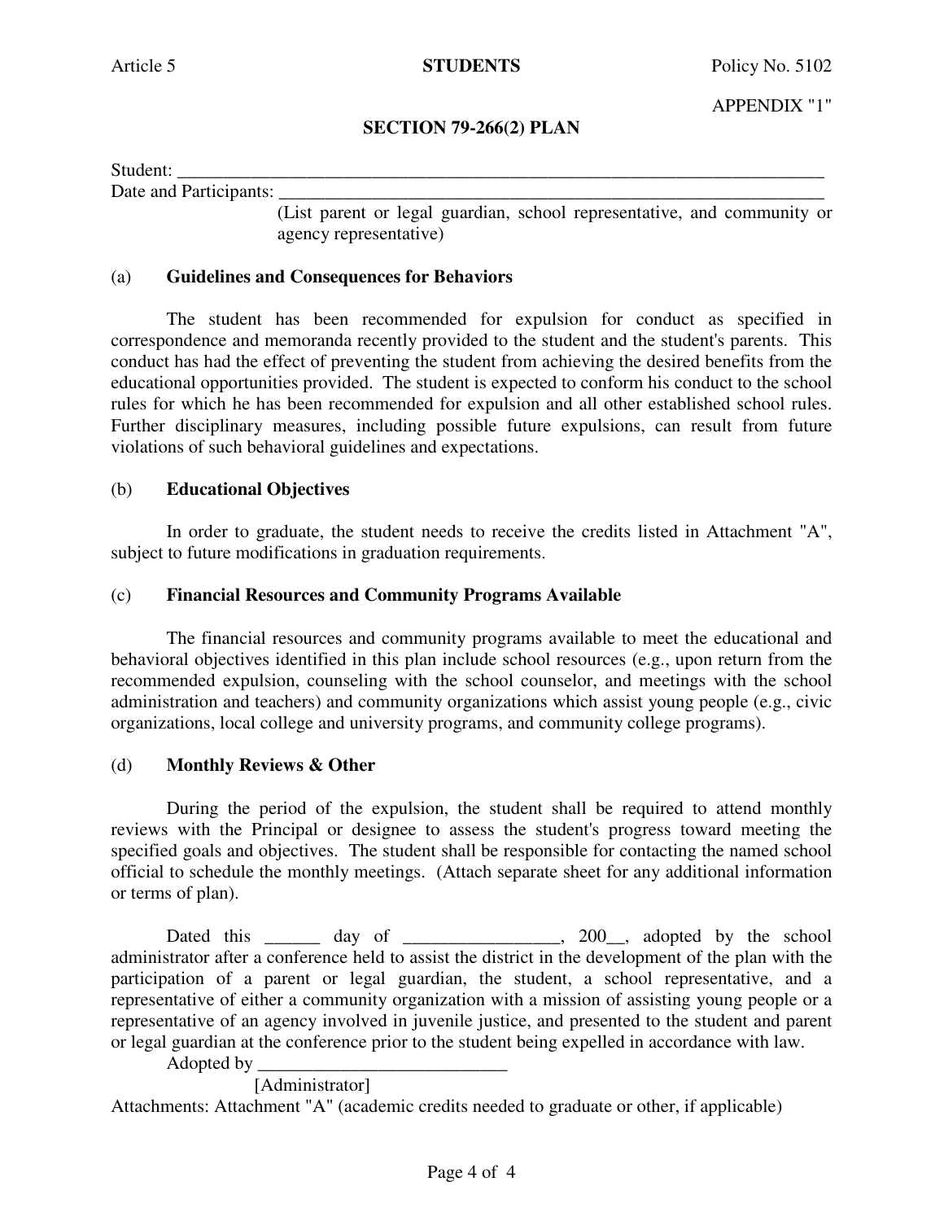APPENDIX "1"

## SECTION 79-266(2) PLAN

Student: ___________________________________________________________________________

Date and Participants: _______________________________________________________________

(List parent or legal guardian, school representative, and community or agency representative)

### (a) Guidelines and Consequences for Behaviors

The student has been recommended for expulsion for conduct as specified in correspondence and memoranda recently provided to the student and the student's parents. This conduct has had the effect of preventing the student from achieving the desired benefits from the educational opportunities provided. The student is expected to conform his conduct to the school rules for which he has been recommended for expulsion and all other established school rules. Further disciplinary measures, including possible future expulsions, can result from future violations of such behavioral guidelines and expectations.

### (b) Educational Objectives

In order to graduate, the student needs to receive the credits listed in Attachment "A", subject to future modifications in graduation requirements.

### (c) Financial Resources and Community Programs Available

The financial resources and community programs available to meet the educational and behavioral objectives identified in this plan include school resources (e.g., upon return from the recommended expulsion, counseling with the school counselor, and meetings with the school administration and teachers) and community organizations which assist young people (e.g., civic organizations, local college and university programs, and community college programs).

### (d) Monthly Reviews & Other

During the period of the expulsion, the student shall be required to attend monthly reviews with the Principal or designee to assess the student's progress toward meeting the specified goals and objectives. The student shall be responsible for contacting the named school official to schedule the monthly meetings. (Attach separate sheet for any additional information or terms of plan).

Dated this ______ day of _________________, 200__, adopted by the school administrator after a conference held to assist the district in the development of the plan with the participation of a parent or legal guardian, the student, a school representative, and a representative of either a community organization with a mission of assisting young people or a representative of an agency involved in juvenile justice, and presented to the student and parent or legal guardian at the conference prior to the student being expelled in accordance with law.

Adopted by ____________________________

[Administrator]

Attachments: Attachment "A" (academic credits needed to graduate or other, if applicable)